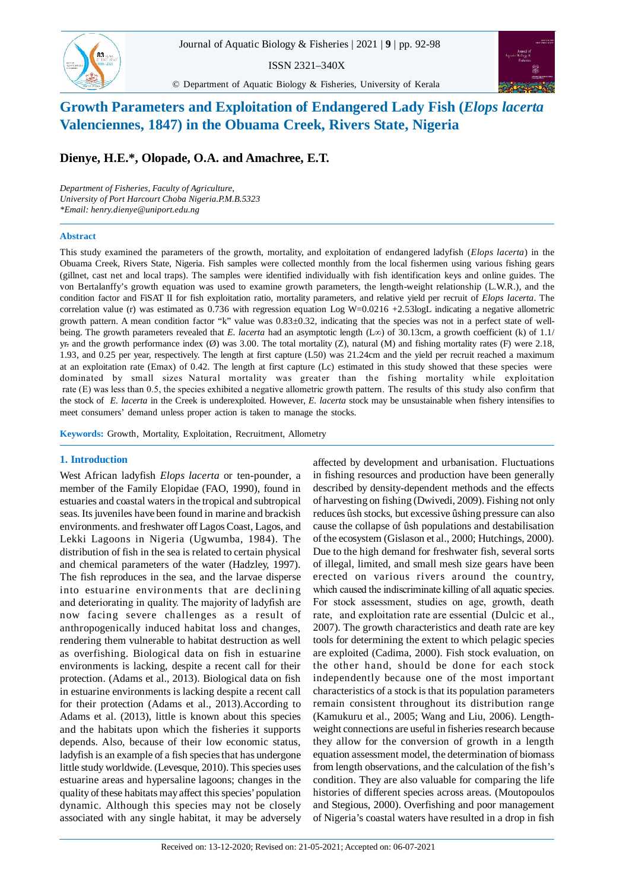# Growth Parameters and Exploitation of Endangered Lady Fish (*Elops lacerta* Valenciennes, 1847) in the Obuama Creek, Rivers State, Nigeria

**Dienye, H.E.\*, Olopade, O.A. and Amachree, E.T.**

*Department of Fisheries, Faculty of Agriculture,*
*University of Port Harcourt Choba Nigeria.P.M.B.5323*
*\*Email: henry.dienye@uniport.edu.ng*

### Abstract

This study examined the parameters of the growth, mortality, and exploitation of endangered ladyfish (*Elops lacerta*) in the Obuama Creek, Rivers State, Nigeria. Fish samples were collected monthly from the local fishermen using various fishing gears (gillnet, cast net and local traps). The samples were identified individually with fish identification keys and online guides. The von Bertalanffy's growth equation was used to examine growth parameters, the length-weight relationship (L.W.R.), and the condition factor and FiSAT II for fish exploitation ratio, mortality parameters, and relative yield per recruit of *Elops lacerta*. The correlation value (r) was estimated as 0.736 with regression equation Log W=0.0216 +2.53logL indicating a negative allometric growth pattern. A mean condition factor "k" value was 0.83±0.32, indicating that the species was not in a perfect state of well-being. The growth parameters revealed that *E. lacerta* had an asymptotic length (L∞) of 30.13cm, a growth coefficient (k) of 1.1/yr. and the growth performance index (Ø) was 3.00. The total mortality (Z), natural (M) and fishing mortality rates (F) were 2.18, 1.93, and 0.25 per year, respectively. The length at first capture (L50) was 21.24cm and the yield per recruit reached a maximum at an exploitation rate (Emax) of 0.42. The length at first capture (Lc) estimated in this study showed that these species were dominated by small sizes Natural mortality was greater than the fishing mortality while exploitation rate (E) was less than 0.5, the species exhibited a negative allometric growth pattern. The results of this study also confirm that the stock of *E. lacerta* in the Creek is underexploited. However, *E. lacerta* stock may be unsustainable when fishery intensifies to meet consumers' demand unless proper action is taken to manage the stocks.

**Keywords:** Growth, Mortality, Exploitation, Recruitment, Allometry

## 1. Introduction

West African ladyfish *Elops lacerta* or ten-pounder, a member of the Family Elopidae (FAO, 1990), found in estuaries and coastal waters in the tropical and subtropical seas. Its juveniles have been found in marine and brackish environments. and freshwater off Lagos Coast, Lagos, and Lekki Lagoons in Nigeria (Ugwumba, 1984). The distribution of fish in the sea is related to certain physical and chemical parameters of the water (Hadzley, 1997). The fish reproduces in the sea, and the larvae disperse into estuarine environments that are declining and deteriorating in quality. The majority of ladyfish are now facing severe challenges as a result of anthropogenically induced habitat loss and changes, rendering them vulnerable to habitat destruction as well as overfishing. Biological data on fish in estuarine environments is lacking, despite a recent call for their protection. (Adams et al., 2013). Biological data on fish in estuarine environments is lacking despite a recent call for their protection (Adams et al., 2013).According to Adams et al. (2013), little is known about this species and the habitats upon which the fisheries it supports depends. Also, because of their low economic status, ladyfish is an example of a fish species that has undergone little study worldwide. (Levesque, 2010). This species uses estuarine areas and hypersaline lagoons; changes in the quality of these habitats may affect this species' population dynamic. Although this species may not be closely associated with any single habitat, it may be adversely affected by development and urbanisation. Fluctuations in fishing resources and production have been generally described by density-dependent methods and the effects of harvesting on fishing (Dwivedi, 2009). Fishing not only reduces ûsh stocks, but excessive ûshing pressure can also cause the collapse of ûsh populations and destabilisation of the ecosystem (Gislason et al., 2000; Hutchings, 2000). Due to the high demand for freshwater fish, several sorts of illegal, limited, and small mesh size gears have been erected on various rivers around the country, which caused the indiscriminate killing of all aquatic species. For stock assessment, studies on age, growth, death rate, and exploitation rate are essential (Dulcic et al., 2007). The growth characteristics and death rate are key tools for determining the extent to which pelagic species are exploited (Cadima, 2000). Fish stock evaluation, on the other hand, should be done for each stock independently because one of the most important characteristics of a stock is that its population parameters remain consistent throughout its distribution range (Kamukuru et al., 2005; Wang and Liu, 2006). Length-weight connections are useful in fisheries research because they allow for the conversion of growth in a length equation assessment model, the determination of biomass from length observations, and the calculation of the fish's condition. They are also valuable for comparing the life histories of different species across areas. (Moutopoulos and Stegious, 2000). Overfishing and poor management of Nigeria's coastal waters have resulted in a drop in fish

Received on: 13-12-2020; Revised on: 21-05-2021; Accepted on: 06-07-2021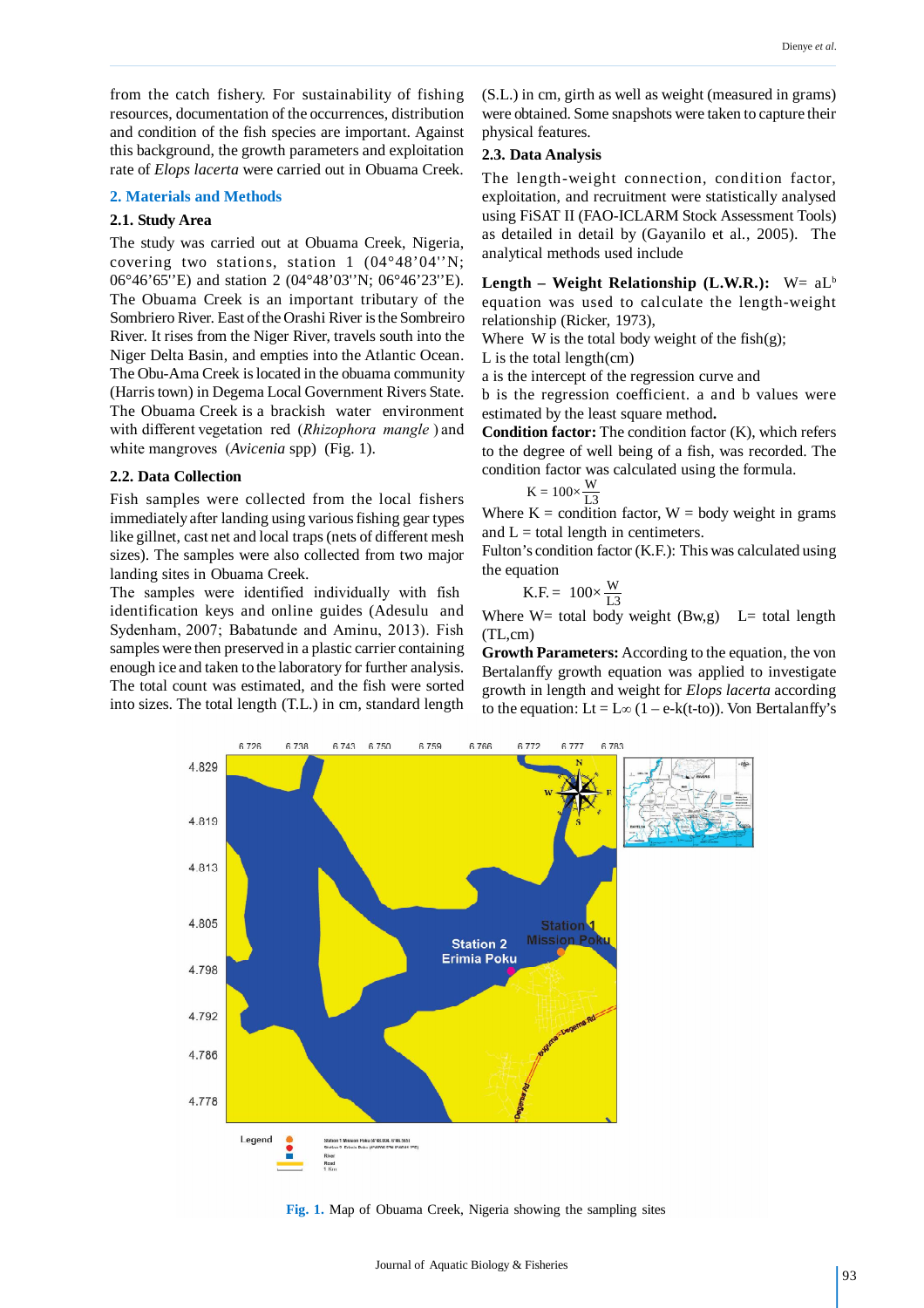from the catch fishery. For sustainability of fishing resources, documentation of the occurrences, distribution and condition of the fish species are important. Against this background, the growth parameters and exploitation rate of *Elops lacerta* were carried out in Obuama Creek.

## 2. Materials and Methods

### 2.1. Study Area

The study was carried out at Obuama Creek, Nigeria, covering two stations, station 1 (04°48'04''N; 06°46'65''E) and station 2 (04°48'03''N; 06°46'23''E). The Obuama Creek is an important tributary of the Sombriero River. East of the Orashi River is the Sombreiro River. It rises from the Niger River, travels south into the Niger Delta Basin, and empties into the Atlantic Ocean. The Obu-Ama Creek is located in the obuama community (Harris town) in Degema Local Government Rivers State. The Obuama Creek is a brackish water environment with different vegetation red (*Rhizophora mangle* ) and white mangroves (*Avicenia* spp) (Fig. 1).

### 2.2. Data Collection

Fish samples were collected from the local fishers immediately after landing using various fishing gear types like gillnet, cast net and local traps (nets of different mesh sizes). The samples were also collected from two major landing sites in Obuama Creek.

The samples were identified individually with fish identification keys and online guides (Adesulu and Sydenham, 2007; Babatunde and Aminu, 2013). Fish samples were then preserved in a plastic carrier containing enough ice and taken to the laboratory for further analysis. The total count was estimated, and the fish were sorted into sizes. The total length (T.L.) in cm, standard length (S.L.) in cm, girth as well as weight (measured in grams) were obtained. Some snapshots were taken to capture their physical features.

### 2.3. Data Analysis

The length-weight connection, condition factor, exploitation, and recruitment were statistically analysed using FiSAT II (FAO-ICLARM Stock Assessment Tools) as detailed in detail by (Gayanilo et al., 2005). The analytical methods used include

**Length – Weight Relationship (L.W.R.):** $W = aL^b$ equation was used to calculate the length-weight relationship (Ricker, 1973),

Where W is the total body weight of the fish(g);

L is the total length(cm)

a is the intercept of the regression curve and

b is the regression coefficient. a and b values were estimated by the least square method.

**Condition factor:** The condition factor (K), which refers to the degree of well being of a fish, was recorded. The condition factor was calculated using the formula.

$$K = 100 \times \frac{W}{L3}$$

Where K = condition factor, W = body weight in grams and L = total length in centimeters.

Fulton's condition factor (K.F.): This was calculated using the equation

$$K.F. = 100 \times \frac{W}{L3}$$

Where W= total body weight (Bw,g) L= total length (TL,cm)

**Growth Parameters:** According to the equation, the von Bertalanffy growth equation was applied to investigate growth in length and weight for *Elops lacerta* according to the equation: $Lt = L\infty (1 - e\text{-}k(t\text{-}to))$. Von Bertalanffy's

Fig. 1. Map of Obuama Creek, Nigeria showing the sampling sites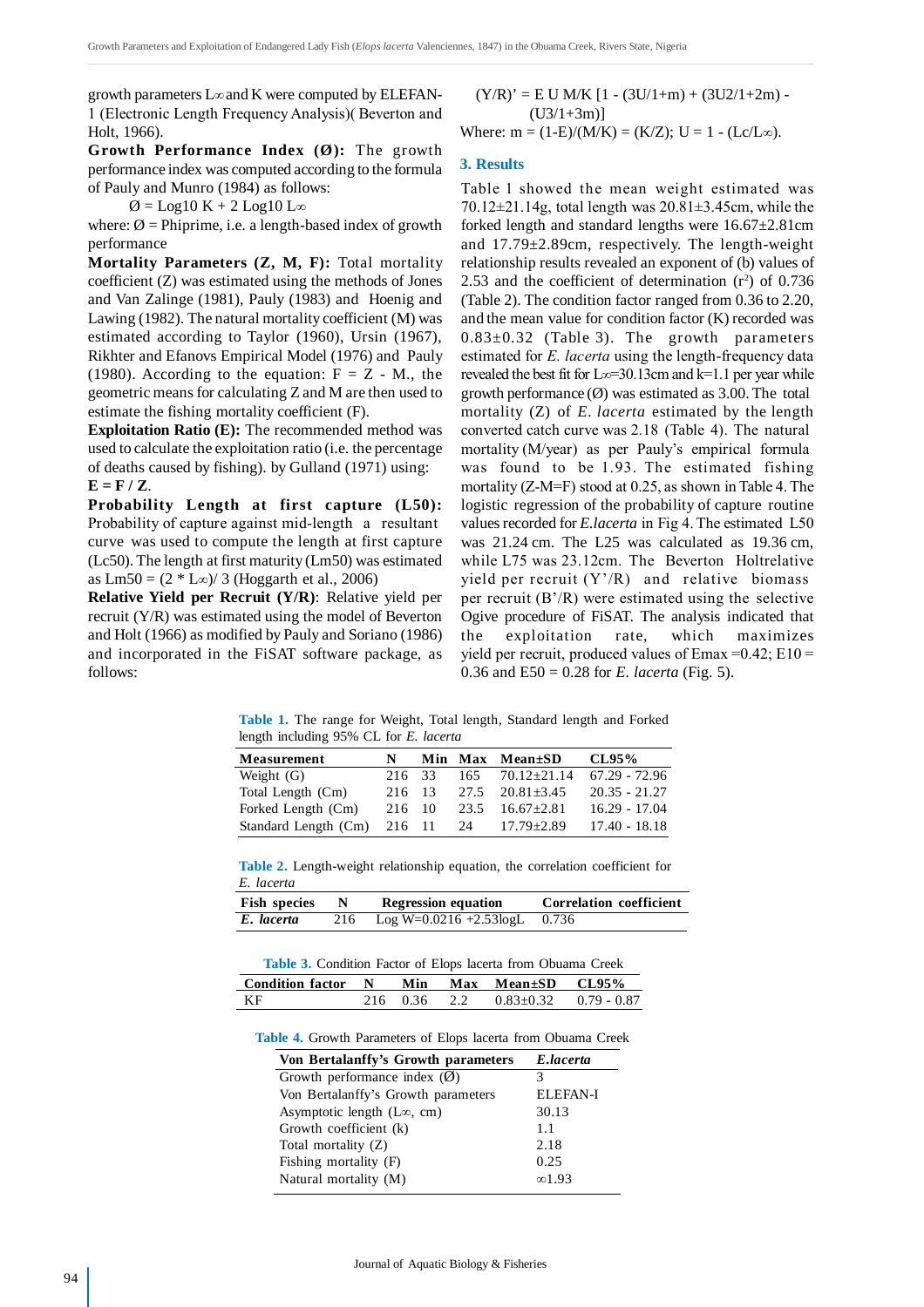growth parameters $L\infty$ and K were computed by ELEFAN-1 (Electronic Length Frequency Analysis)( Beverton and Holt, 1966).

**Growth Performance Index (Ø):** The growth performance index was computed according to the formula of Pauly and Munro (1984) as follows:

$$Ø = Log10\ K + 2\ Log10\ L\infty$$

where: Ø = Phiprime, i.e. a length-based index of growth performance

**Mortality Parameters (Z, M, F):** Total mortality coefficient (Z) was estimated using the methods of Jones and Van Zalinge (1981), Pauly (1983) and Hoenig and Lawing (1982). The natural mortality coefficient (M) was estimated according to Taylor (1960), Ursin (1967), Rikhter and Efanovs Empirical Model (1976) and Pauly (1980). According to the equation: F = Z - M., the geometric means for calculating Z and M are then used to estimate the fishing mortality coefficient (F).

**Exploitation Ratio (E):** The recommended method was used to calculate the exploitation ratio (i.e. the percentage of deaths caused by fishing). by Gulland (1971) using: **E = F / Z**.

**Probability Length at first capture (L50):** Probability of capture against mid-length a resultant curve was used to compute the length at first capture (Lc50). The length at first maturity (Lm50) was estimated as $Lm50 = (2 * L\infty)/ 3$ (Hoggarth et al., 2006)

**Relative Yield per Recruit (Y/R)**: Relative yield per recruit (Y/R) was estimated using the model of Beverton and Holt (1966) as modified by Pauly and Soriano (1986) and incorporated in the FiSAT software package, as follows:

$$(Y/R)' = E\ U\ M/K\ [1 - (3U/1+m) + (3U2/1+2m) - (U3/1+3m)]$$

Where: $m = (1-E)/(M/K) = (K/Z)$; $U = 1 - (Lc/L\infty)$.

## 3. Results

Table 1 showed the mean weight estimated was 70.12±21.14g, total length was 20.81±3.45cm, while the forked length and standard lengths were 16.67±2.81cm and 17.79±2.89cm, respectively. The length-weight relationship results revealed an exponent of (b) values of 2.53 and the coefficient of determination ($r^2$) of 0.736 (Table 2). The condition factor ranged from 0.36 to 2.20, and the mean value for condition factor (K) recorded was 0.83±0.32 (Table 3). The growth parameters estimated for *E. lacerta* using the length-frequency data revealed the best fit for $L\infty$=30.13cm and k=1.1 per year while growth performance (Ø) was estimated as 3.00. The total mortality (Z) of *E. lacerta* estimated by the length converted catch curve was 2.18 (Table 4). The natural mortality (M/year) as per Pauly's empirical formula was found to be 1.93. The estimated fishing mortality (Z-M=F) stood at 0.25, as shown in Table 4. The logistic regression of the probability of capture routine values recorded for *E.lacerta* in Fig 4. The estimated L50 was 21.24 cm. The L25 was calculated as 19.36 cm, while L75 was 23.12cm. The Beverton Holtrelative yield per recruit (Y'/R) and relative biomass per recruit (B'/R) were estimated using the selective Ogive procedure of FiSAT. The analysis indicated that the exploitation rate, which maximizes yield per recruit, produced values of Emax =0.42; E10 = 0.36 and E50 = 0.28 for *E. lacerta* (Fig. 5).

**Table 1.** The range for Weight, Total length, Standard length and Forked length including 95% CL for *E. lacerta*

| Measurement | N | Min | Max | Mean±SD | CL95% |
|---|---|---|---|---|---|
| Weight (G) | 216 | 33 | 165 | 70.12±21.14 | 67.29 - 72.96 |
| Total Length (Cm) | 216 | 13 | 27.5 | 20.81±3.45 | 20.35 - 21.27 |
| Forked Length (Cm) | 216 | 10 | 23.5 | 16.67±2.81 | 16.29 - 17.04 |
| Standard Length (Cm) | 216 | 11 | 24 | 17.79±2.89 | 17.40 - 18.18 |

**Table 2.** Length-weight relationship equation, the correlation coefficient for *E. lacerta*

| Fish species | N | Regression equation | Correlation coefficient |
|---|---|---|---|
| *E. lacerta* | 216 | Log W=0.0216 +2.53logL | 0.736 |

**Table 3.** Condition Factor of Elops lacerta from Obuama Creek

| Condition factor | N | Min | Max | Mean±SD | CL95% |
|---|---|---|---|---|---|
| KF | 216 | 0.36 | 2.2 | 0.83±0.32 | 0.79 - 0.87 |

**Table 4.** Growth Parameters of Elops lacerta from Obuama Creek

| Von Bertalanffy's Growth parameters | *E.lacerta* |
|---|---|
| Growth performance index (Ø) | 3 |
| Von Bertalanffy's Growth parameters | ELEFAN-I |
| Asymptotic length ($L\infty$, cm) | 30.13 |
| Growth coefficient (k) | 1.1 |
| Total mortality (Z) | 2.18 |
| Fishing mortality (F) | 0.25 |
| Natural mortality (M) | ∞1.93 |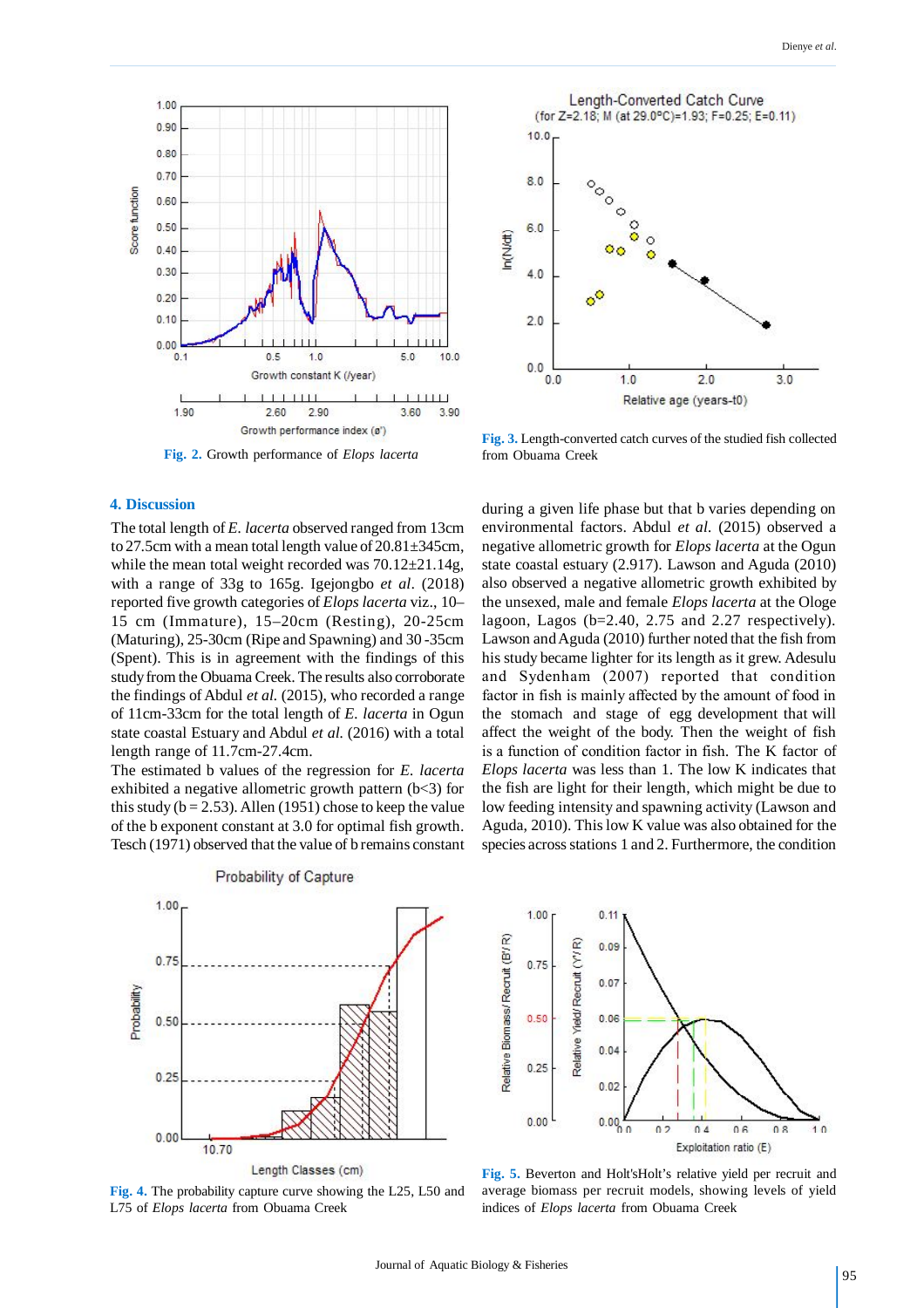Fig. 2. Growth performance of *Elops lacerta*

Fig. 3. Length-converted catch curves of the studied fish collected from Obuama Creek

## 4. Discussion

The total length of *E. lacerta* observed ranged from 13cm to 27.5cm with a mean total length value of 20.81±345cm, while the mean total weight recorded was 70.12±21.14g, with a range of 33g to 165g. Igejongbo *et al*. (2018) reported five growth categories of *Elops lacerta* viz., 10–15 cm (Immature), 15–20cm (Resting), 20-25cm (Maturing), 25-30cm (Ripe and Spawning) and 30 -35cm (Spent). This is in agreement with the findings of this study from the Obuama Creek. The results also corroborate the findings of Abdul *et al.* (2015), who recorded a range of 11cm-33cm for the total length of *E. lacerta* in Ogun state coastal Estuary and Abdul *et al.* (2016) with a total length range of 11.7cm-27.4cm.

The estimated b values of the regression for *E. lacerta* exhibited a negative allometric growth pattern (b<3) for this study (b = 2.53). Allen (1951) chose to keep the value of the b exponent constant at 3.0 for optimal fish growth. Tesch (1971) observed that the value of b remains constant during a given life phase but that b varies depending on environmental factors. Abdul *et al.* (2015) observed a negative allometric growth for *Elops lacerta* at the Ogun state coastal estuary (2.917). Lawson and Aguda (2010) also observed a negative allometric growth exhibited by the unsexed, male and female *Elops lacerta* at the Ologe lagoon, Lagos (b=2.40, 2.75 and 2.27 respectively). Lawson and Aguda (2010) further noted that the fish from his study became lighter for its length as it grew. Adesulu and Sydenham (2007) reported that condition factor in fish is mainly affected by the amount of food in the stomach and stage of egg development that will affect the weight of the body. Then the weight of fish is a function of condition factor in fish. The K factor of *Elops lacerta* was less than 1. The low K indicates that the fish are light for their length, which might be due to low feeding intensity and spawning activity (Lawson and Aguda, 2010). This low K value was also obtained for the species across stations 1 and 2. Furthermore, the condition

Fig. 4. The probability capture curve showing the L25, L50 and L75 of *Elops lacerta* from Obuama Creek

Fig. 5. Beverton and Holt'sHolt's relative yield per recruit and average biomass per recruit models, showing levels of yield indices of *Elops lacerta* from Obuama Creek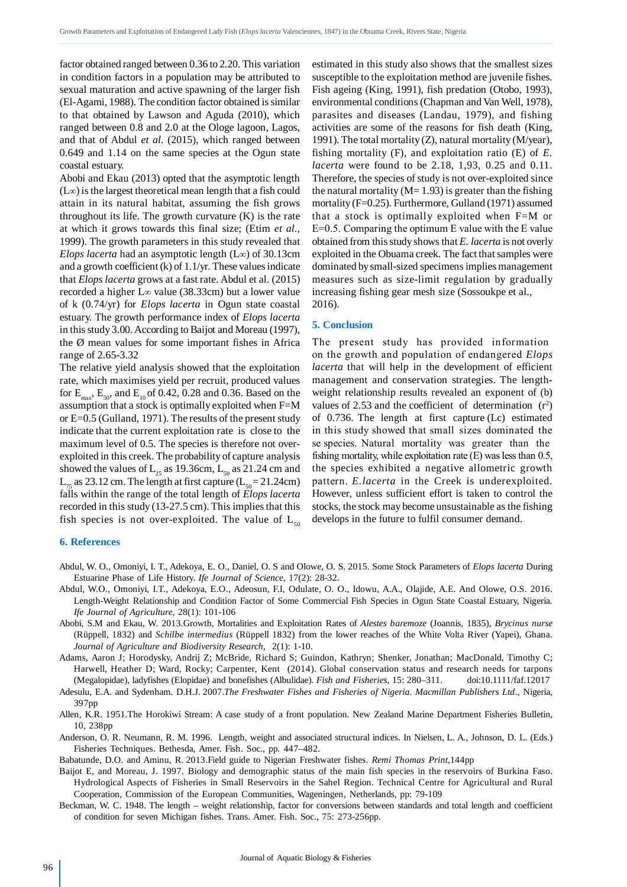factor obtained ranged between 0.36 to 2.20. This variation in condition factors in a population may be attributed to sexual maturation and active spawning of the larger fish (El-Agami, 1988). The condition factor obtained is similar to that obtained by Lawson and Aguda (2010), which ranged between 0.8 and 2.0 at the Ologe lagoon, Lagos, and that of Abdul *et al.* (2015), which ranged between 0.649 and 1.14 on the same species at the Ogun state coastal estuary.

Abobi and Ekau (2013) opted that the asymptotic length ($L\infty$) is the largest theoretical mean length that a fish could attain in its natural habitat, assuming the fish grows throughout its life. The growth curvature (K) is the rate at which it grows towards this final size; (Etim *et al.,* 1999). The growth parameters in this study revealed that *Elops lacerta* had an asymptotic length ($L\infty$) of 30.13cm and a growth coefficient (k) of 1.1/yr. These values indicate that *Elops lacerta* grows at a fast rate. Abdul et al. (2015) recorded a higher $L\infty$ value (38.33cm) but a lower value of k (0.74/yr) for *Elops lacerta* in Ogun state coastal estuary. The growth performance index of *Elops lacerta* in this study 3.00. According to Baijot and Moreau (1997), the Ø mean values for some important fishes in Africa range of 2.65-3.32

The relative yield analysis showed that the exploitation rate, which maximises yield per recruit, produced values for $E_{max}$, $E_{50}$, and $E_{10}$ of 0.42, 0.28 and 0.36. Based on the assumption that a stock is optimally exploited when F=M or E=0.5 (Gulland, 1971). The results of the present study indicate that the current exploitation rate is close to the maximum level of 0.5. The species is therefore not over-exploited in this creek. The probability of capture analysis showed the values of $L_{25}$ as 19.36cm, $L_{50}$ as 21.24 cm and $L_{75}$ as 23.12 cm. The length at first capture ($L_{50}$ = 21.24cm) falls within the range of the total length of *Elops lacerta* recorded in this study (13-27.5 cm). This implies that this fish species is not over-exploited. The value of $L_{50}$ estimated in this study also shows that the smallest sizes susceptible to the exploitation method are juvenile fishes. Fish ageing (King, 1991), fish predation (Otobo, 1993), environmental conditions (Chapman and Van Well, 1978), parasites and diseases (Landau, 1979), and fishing activities are some of the reasons for fish death (King, 1991). The total mortality (Z), natural mortality (M/year), fishing mortality (F), and exploitation ratio (E) of *E. lacerta* were found to be 2.18, 1,93, 0.25 and 0.11. Therefore, the species of study is not over-exploited since the natural mortality (M= 1.93) is greater than the fishing mortality (F=0.25). Furthermore, Gulland (1971) assumed that a stock is optimally exploited when F=M or E=0.5. Comparing the optimum E value with the E value obtained from this study shows that *E. lacerta* is not overly exploited in the Obuama creek. The fact that samples were dominated by small-sized specimens implies management measures such as size-limit regulation by gradually increasing fishing gear mesh size (Sossoukpe et al., 2016).

## 5. Conclusion

The present study has provided information on the growth and population of endangered *Elops lacerta* that will help in the development of efficient management and conservation strategies. The length-weight relationship results revealed an exponent of (b) values of 2.53 and the coefficient of determination ($r^2$) of 0.736. The length at first capture (Lc) estimated in this study showed that small sizes dominated the se species. Natural mortality was greater than the fishing mortality, while exploitation rate (E) was less than 0.5, the species exhibited a negative allometric growth pattern. *E.lacerta* in the Creek is underexploited. However, unless sufficient effort is taken to control the stocks, the stock may become unsustainable as the fishing develops in the future to fulfil consumer demand.

## 6. References

Abdul, W. O., Omoniyi, I. T., Adekoya, E. O., Daniel, O. S and Olowe, O. S. 2015. Some Stock Parameters of *Elops lacerta* During Estuarine Phase of Life History. *Ife Journal of Science*, 17(2): 28-32.

Abdul, W.O., Omoniyi, I.T., Adekoya, E.O., Adeosun, F.I, Odulate, O. O., Idowu, A.A., Olajide, A.E. And Olowe, O.S. 2016. Length-Weight Relationship and Condition Factor of Some Commercial Fish Species in Ogun State Coastal Estuary, Nigeria. *Ife Journal of Agriculture*, 28(1): 101-106

Abobi, S.M and Ekau, W. 2013.Growth, Mortalities and Exploitation Rates of *Alestes baremoze* (Joannis, 1835), *Brycinus nurse* (Rüppell, 1832) and *Schilbe intermedius* (Rüppell 1832) from the lower reaches of the White Volta River (Yapei), Ghana. *Journal of Agriculture and Biodiversity Research*, 2(1): 1-10.

Adams, Aaron J; Horodysky, Andrij Z; McBride, Richard S; Guindon, Kathryn; Shenker, Jonathan; MacDonald, Timothy C; Harwell, Heather D; Ward, Rocky; Carpenter, Kent (2014). Global conservation status and research needs for tarpons (Megalopidae), ladyfishes (Elopidae) and bonefishes (Albulidae). *Fish and Fisheries,* 15: 280–311. doi:10.1111/faf.12017

Adesulu, E.A. and Sydenham. D.H.J. 2007.*The Freshwater Fishes and Fisheries of Nigeria*. *Macmillan Publishers Ltd*., Nigeria, 397pp

Allen, K.R. 1951.The Horokiwi Stream: A case study of a front population. New Zealand Marine Department Fisheries Bulletin, 10, 238pp

Anderson, O. R. Neumann, R. M. 1996. Length, weight and associated structural indices. In Nielsen, L. A., Johnson, D. L. (Eds.) Fisheries Techniques. Bethesda, Amer. Fish. Soc., pp. 447–482.

Babatunde, D.O. and Aminu, R. 2013.Field guide to Nigerian Freshwater fishes. *Remi Thomas Print*,144pp

Baijot E, and Moreau, J. 1997. Biology and demographic status of the main fish species in the reservoirs of Burkina Faso. Hydrological Aspects of Fisheries in Small Reservoirs in the Sahel Region. Technical Centre for Agricultural and Rural Cooperation, Commission of the European Communities, Wageningen, Netherlands, pp: 79-109

Beckman, W. C. 1948. The length – weight relationship, factor for conversions between standards and total length and coefficient of condition for seven Michigan fishes. Trans. Amer. Fish. Soc., 75: 273-256pp.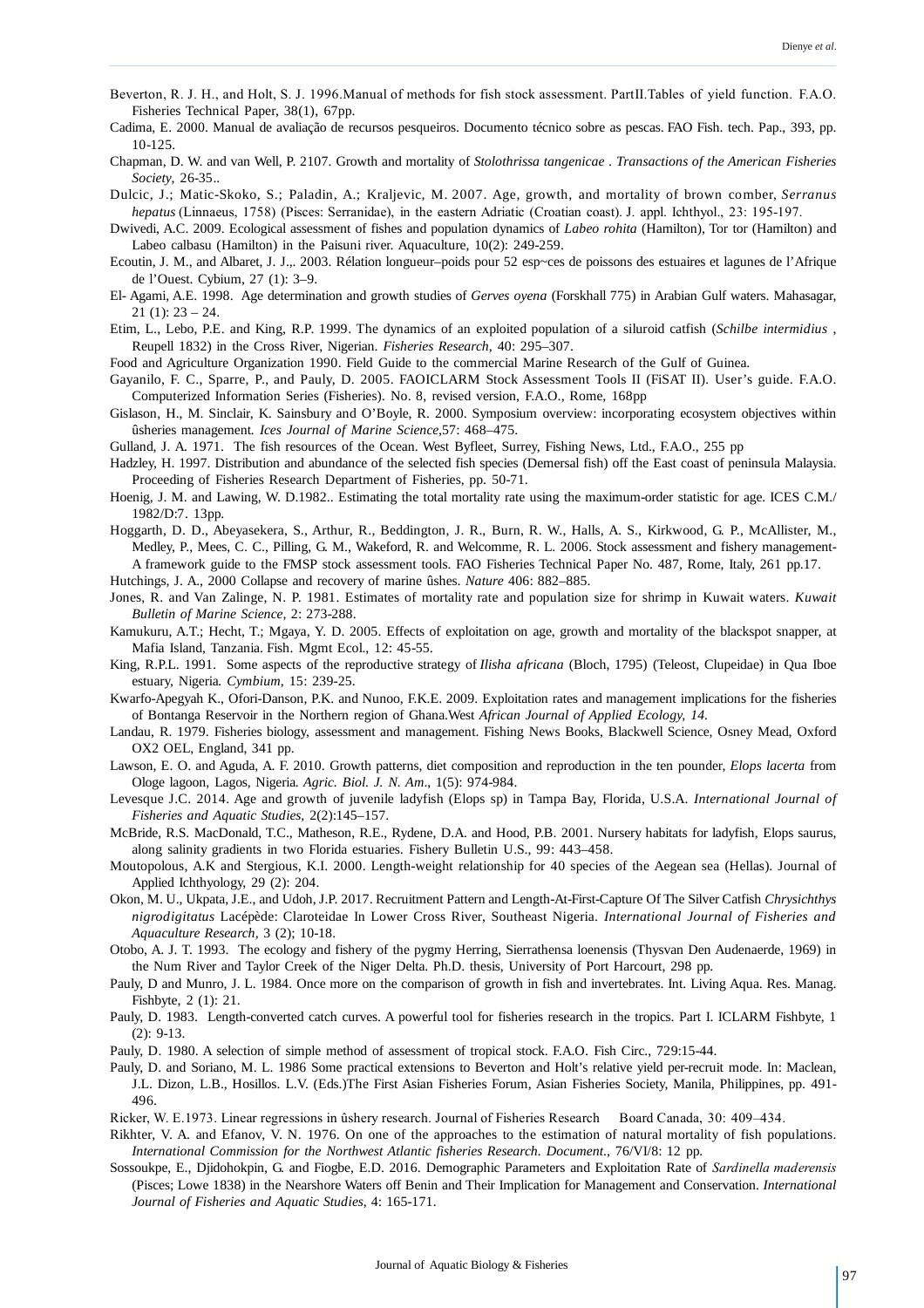Beverton, R. J. H., and Holt, S. J. 1996.Manual of methods for fish stock assessment. PartII.Tables of yield function. F.A.O. Fisheries Technical Paper, 38(1), 67pp.

Cadima, E. 2000. Manual de avaliação de recursos pesqueiros. Documento técnico sobre as pescas. FAO Fish. tech. Pap., 393, pp. 10-125.

Chapman, D. W. and van Well, P. 2107. Growth and mortality of *Stolothrissa tangenicae* . *Transactions of the American Fisheries Society*, 26-35..

Dulcic, J.; Matic-Skoko, S.; Paladin, A.; Kraljevic, M. 2007. Age, growth, and mortality of brown comber, *Serranus hepatus* (Linnaeus, 1758) (Pisces: Serranidae), in the eastern Adriatic (Croatian coast). J. appl. Ichthyol., 23: 195-197.

Dwivedi, A.C. 2009. Ecological assessment of fishes and population dynamics of *Labeo rohita* (Hamilton), Tor tor (Hamilton) and Labeo calbasu (Hamilton) in the Paisuni river. Aquaculture, 10(2): 249-259.

Ecoutin, J. M., and Albaret, J. J.,. 2003. Rélation longueur–poids pour 52 esp~ces de poissons des estuaires et lagunes de l'Afrique de l'Ouest. Cybium, 27 (1): 3–9.

El- Agami, A.E. 1998. Age determination and growth studies of *Gerves oyena* (Forskhall 775) in Arabian Gulf waters. Mahasagar, 21 (1): 23 – 24.

Etim, L., Lebo, P.E. and King, R.P. 1999. The dynamics of an exploited population of a siluroid catfish (*Schilbe intermidius* , Reupell 1832) in the Cross River, Nigerian. *Fisheries Research*, 40: 295–307.

Food and Agriculture Organization 1990. Field Guide to the commercial Marine Research of the Gulf of Guinea.

Gayanilo, F. C., Sparre, P., and Pauly, D. 2005. FAOICLARM Stock Assessment Tools II (FiSAT II). User's guide. F.A.O. Computerized Information Series (Fisheries). No. 8, revised version, F.A.O., Rome, 168pp

Gislason, H., M. Sinclair, K. Sainsbury and O'Boyle, R. 2000. Symposium overview: incorporating ecosystem objectives within ûsheries management. *Ices Journal of Marine Science*,57: 468–475.

Gulland, J. A. 1971. The fish resources of the Ocean. West Byfleet, Surrey, Fishing News, Ltd., F.A.O., 255 pp

Hadzley, H. 1997. Distribution and abundance of the selected fish species (Demersal fish) off the East coast of peninsula Malaysia. Proceeding of Fisheries Research Department of Fisheries, pp. 50-71.

Hoenig, J. M. and Lawing, W. D.1982.. Estimating the total mortality rate using the maximum-order statistic for age. ICES C.M./ 1982/D:7. 13pp.

Hoggarth, D. D., Abeyasekera, S., Arthur, R., Beddington, J. R., Burn, R. W., Halls, A. S., Kirkwood, G. P., McAllister, M., Medley, P., Mees, C. C., Pilling, G. M., Wakeford, R. and Welcomme, R. L. 2006. Stock assessment and fishery management- A framework guide to the FMSP stock assessment tools. FAO Fisheries Technical Paper No. 487, Rome, Italy, 261 pp.17.

Hutchings, J. A., 2000 Collapse and recovery of marine ûshes. *Nature* 406: 882–885.

Jones, R. and Van Zalinge, N. P. 1981. Estimates of mortality rate and population size for shrimp in Kuwait waters. *Kuwait Bulletin of Marine Science*, 2: 273-288.

Kamukuru, A.T.; Hecht, T.; Mgaya, Y. D. 2005. Effects of exploitation on age, growth and mortality of the blackspot snapper, at Mafia Island, Tanzania. Fish. Mgmt Ecol., 12: 45-55.

King, R.P.L. 1991. Some aspects of the reproductive strategy of *Ilisha africana* (Bloch, 1795) (Teleost, Clupeidae) in Qua Iboe estuary, Nigeria. *Cymbium*, 15: 239-25.

Kwarfo-Apegyah K., Ofori-Danson, P.K. and Nunoo, F.K.E. 2009. Exploitation rates and management implications for the fisheries of Bontanga Reservoir in the Northern region of Ghana.West *African Journal of Applied Ecology, 14.*

Landau, R. 1979. Fisheries biology, assessment and management. Fishing News Books, Blackwell Science, Osney Mead, Oxford OX2 OEL, England, 341 pp.

Lawson, E. O. and Aguda, A. F. 2010. Growth patterns, diet composition and reproduction in the ten pounder, *Elops lacerta* from Ologe lagoon, Lagos, Nigeria. *Agric. Biol. J. N. Am*., 1(5): 974-984.

Levesque J.C. 2014. Age and growth of juvenile ladyfish (Elops sp) in Tampa Bay, Florida, U.S.A. *International Journal of Fisheries and Aquatic Studies*, 2(2):145–157.

McBride, R.S. MacDonald, T.C., Matheson, R.E., Rydene, D.A. and Hood, P.B. 2001. Nursery habitats for ladyfish, Elops saurus, along salinity gradients in two Florida estuaries. Fishery Bulletin U.S., 99: 443–458.

Moutopolous, A.K and Stergious, K.I. 2000. Length-weight relationship for 40 species of the Aegean sea (Hellas). Journal of Applied Ichthyology, 29 (2): 204.

Okon, M. U., Ukpata, J.E., and Udoh, J.P. 2017. Recruitment Pattern and Length-At-First-Capture Of The Silver Catfish *Chrysichthys nigrodigitatus* Lacépède: Claroteidae In Lower Cross River, Southeast Nigeria. *International Journal of Fisheries and Aquaculture Research*, 3 (2); 10-18.

Otobo, A. J. T. 1993. The ecology and fishery of the pygmy Herring, Sierrathensa loenensis (Thysvan Den Audenaerde, 1969) in the Num River and Taylor Creek of the Niger Delta. Ph.D. thesis, University of Port Harcourt, 298 pp.

Pauly, D and Munro, J. L. 1984. Once more on the comparison of growth in fish and invertebrates. Int. Living Aqua. Res. Manag. Fishbyte, 2 (1): 21.

Pauly, D. 1983. Length-converted catch curves. A powerful tool for fisheries research in the tropics. Part I. ICLARM Fishbyte, 1 (2): 9-13.

Pauly, D. 1980. A selection of simple method of assessment of tropical stock. F.A.O. Fish Circ., 729:15-44.

Pauly, D. and Soriano, M. L. 1986 Some practical extensions to Beverton and Holt's relative yield per-recruit mode. In: Maclean, J.L. Dizon, L.B., Hosillos. L.V. (Eds.)The First Asian Fisheries Forum, Asian Fisheries Society, Manila, Philippines, pp. 491-496.

Ricker, W. E.1973. Linear regressions in ûshery research. Journal of Fisheries Research Board Canada, 30: 409–434.

Rikhter, V. A. and Efanov, V. N. 1976. On one of the approaches to the estimation of natural mortality of fish populations. *International Commission for the Northwest Atlantic fisheries Research. Document*., 76/VI/8: 12 pp.

Sossoukpe, E., Djidohokpin, G. and Fiogbe, E.D. 2016. Demographic Parameters and Exploitation Rate of *Sardinella maderensis* (Pisces; Lowe 1838) in the Nearshore Waters off Benin and Their Implication for Management and Conservation. *International Journal of Fisheries and Aquatic Studies*, 4: 165-171.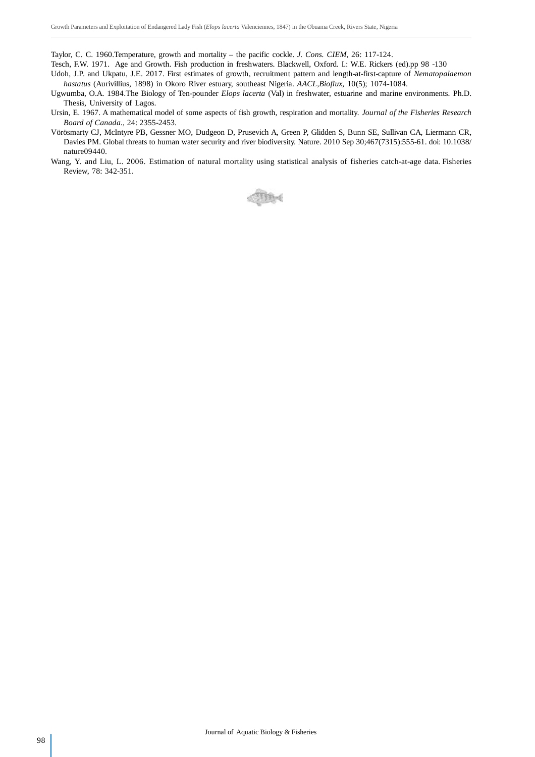Taylor, C. C. 1960.Temperature, growth and mortality – the pacific cockle. *J. Cons. CIEM*, 26: 117-124.

Tesch, F.W. 1971. Age and Growth. Fish production in freshwaters. Blackwell, Oxford. I.: W.E. Rickers (ed).pp 98 -130

Udoh, J.P. and Ukpatu, J.E. 2017. First estimates of growth, recruitment pattern and length-at-first-capture of *Nematopalaemon hastatus* (Aurivillius, 1898) in Okoro River estuary, southeast Nigeria. *AACL,Bioflux*, 10(5); 1074-1084.

Ugwumba, O.A. 1984.The Biology of Ten-pounder *Elops lacerta* (Val) in freshwater, estuarine and marine environments. Ph.D. Thesis, University of Lagos.

Ursin, E. 1967. A mathematical model of some aspects of fish growth, respiration and mortality. *Journal of the Fisheries Research Board of Canada*., 24: 2355-2453.

Vörösmarty CJ, McIntyre PB, Gessner MO, Dudgeon D, Prusevich A, Green P, Glidden S, Bunn SE, Sullivan CA, Liermann CR, Davies PM. Global threats to human water security and river biodiversity. Nature. 2010 Sep 30;467(7315):555-61. doi: 10.1038/nature09440.

Wang, Y. and Liu, L. 2006. Estimation of natural mortality using statistical analysis of fisheries catch-at-age data. Fisheries Review, 78: 342-351.